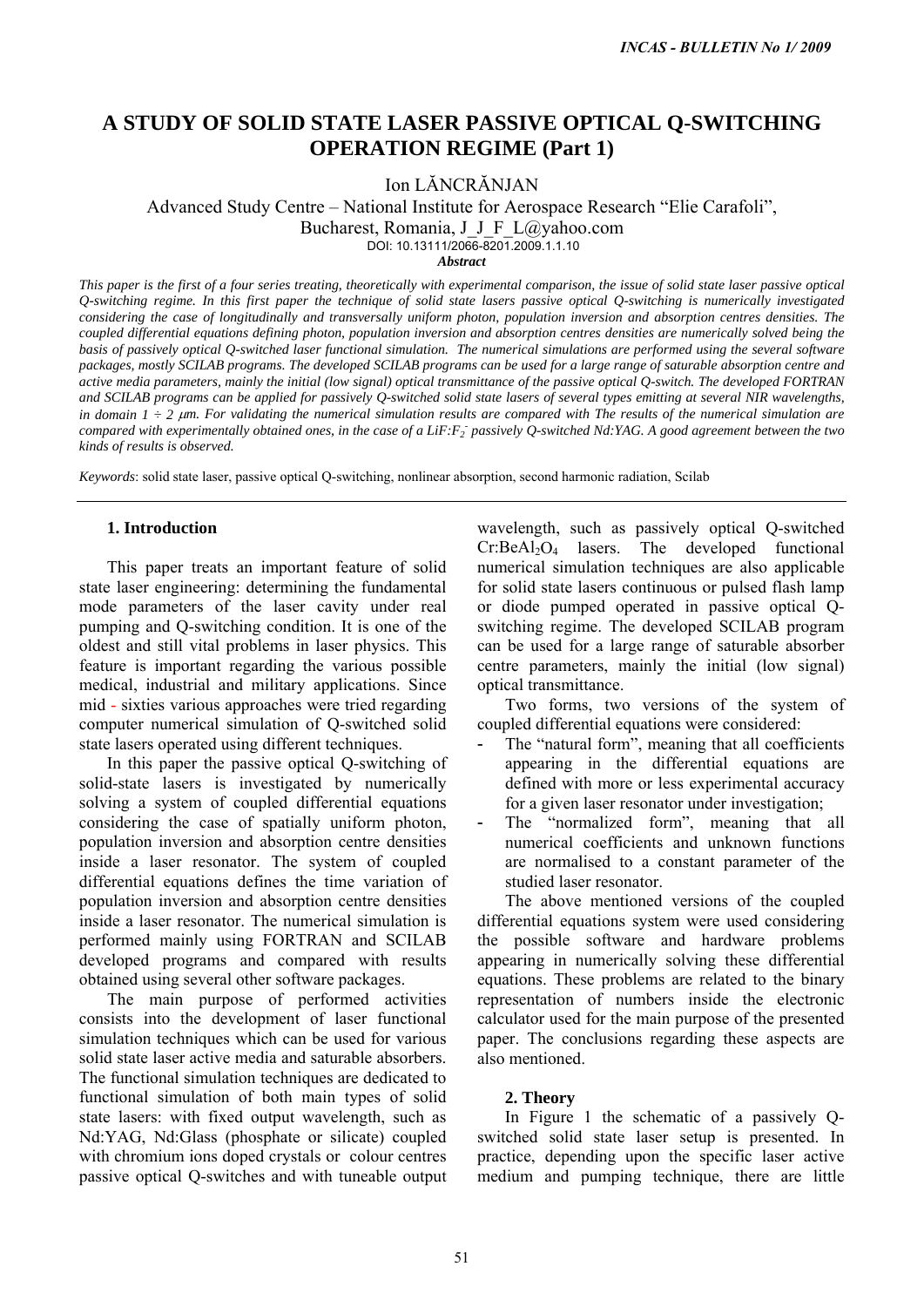# A STUDY OF SOLID STATE LASER PASSIVE OPTICAL Q-SWITCHING OPERATION REGIME (Part 1)

Ion LĂNCRĂNJAN

Advanced Study Centre – National Institute for Aerospace Research "Elie Carafoli", Bucharest, Romania, J_J_F_L@yahoo.com

DOI: 10.13111/2066-8201.2009.1.1.10

***Abstract***

*This paper is the first of a four series treating, theoretically with experimental comparison, the issue of solid state laser passive optical Q-switching regime. In this first paper the technique of solid state lasers passive optical Q-switching is numerically investigated considering the case of longitudinally and transversally uniform photon, population inversion and absorption centres densities. The coupled differential equations defining photon, population inversion and absorption centres densities are numerically solved being the basis of passively optical Q-switched laser functional simulation. The numerical simulations are performed using the several software packages, mostly SCILAB programs. The developed SCILAB programs can be used for a large range of saturable absorption centre and active media parameters, mainly the initial (low signal) optical transmittance of the passive optical Q-switch. The developed FORTRAN and SCILAB programs can be applied for passively Q-switched solid state lasers of several types emitting at several NIR wavelengths, in domain 1 ÷ 2 μm. For validating the numerical simulation results are compared with The results of the numerical simulation are compared with experimentally obtained ones, in the case of a LiF:$F_2^-$ passively Q-switched Nd:YAG. A good agreement between the two kinds of results is observed.*

*Keywords*: solid state laser, passive optical Q-switching, nonlinear absorption, second harmonic radiation, Scilab

## 1. Introduction

This paper treats an important feature of solid state laser engineering: determining the fundamental mode parameters of the laser cavity under real pumping and Q-switching condition. It is one of the oldest and still vital problems in laser physics. This feature is important regarding the various possible medical, industrial and military applications. Since mid - sixties various approaches were tried regarding computer numerical simulation of Q-switched solid state lasers operated using different techniques.

In this paper the passive optical Q-switching of solid-state lasers is investigated by numerically solving a system of coupled differential equations considering the case of spatially uniform photon, population inversion and absorption centre densities inside a laser resonator. The system of coupled differential equations defines the time variation of population inversion and absorption centre densities inside a laser resonator. The numerical simulation is performed mainly using FORTRAN and SCILAB developed programs and compared with results obtained using several other software packages.

The main purpose of performed activities consists into the development of laser functional simulation techniques which can be used for various solid state laser active media and saturable absorbers. The functional simulation techniques are dedicated to functional simulation of both main types of solid state lasers: with fixed output wavelength, such as Nd:YAG, Nd:Glass (phosphate or silicate) coupled with chromium ions doped crystals or colour centres passive optical Q-switches and with tuneable output wavelength, such as passively optical Q-switched $Cr:BeAl_2O_4$ lasers. The developed functional numerical simulation techniques are also applicable for solid state lasers continuous or pulsed flash lamp or diode pumped operated in passive optical Q-switching regime. The developed SCILAB program can be used for a large range of saturable absorber centre parameters, mainly the initial (low signal) optical transmittance.

Two forms, two versions of the system of coupled differential equations were considered:

- The "natural form", meaning that all coefficients appearing in the differential equations are defined with more or less experimental accuracy for a given laser resonator under investigation;
- The "normalized form", meaning that all numerical coefficients and unknown functions are normalised to a constant parameter of the studied laser resonator.

The above mentioned versions of the coupled differential equations system were used considering the possible software and hardware problems appearing in numerically solving these differential equations. These problems are related to the binary representation of numbers inside the electronic calculator used for the main purpose of the presented paper. The conclusions regarding these aspects are also mentioned.

## 2. Theory

In Figure 1 the schematic of a passively Q-switched solid state laser setup is presented. In practice, depending upon the specific laser active medium and pumping technique, there are little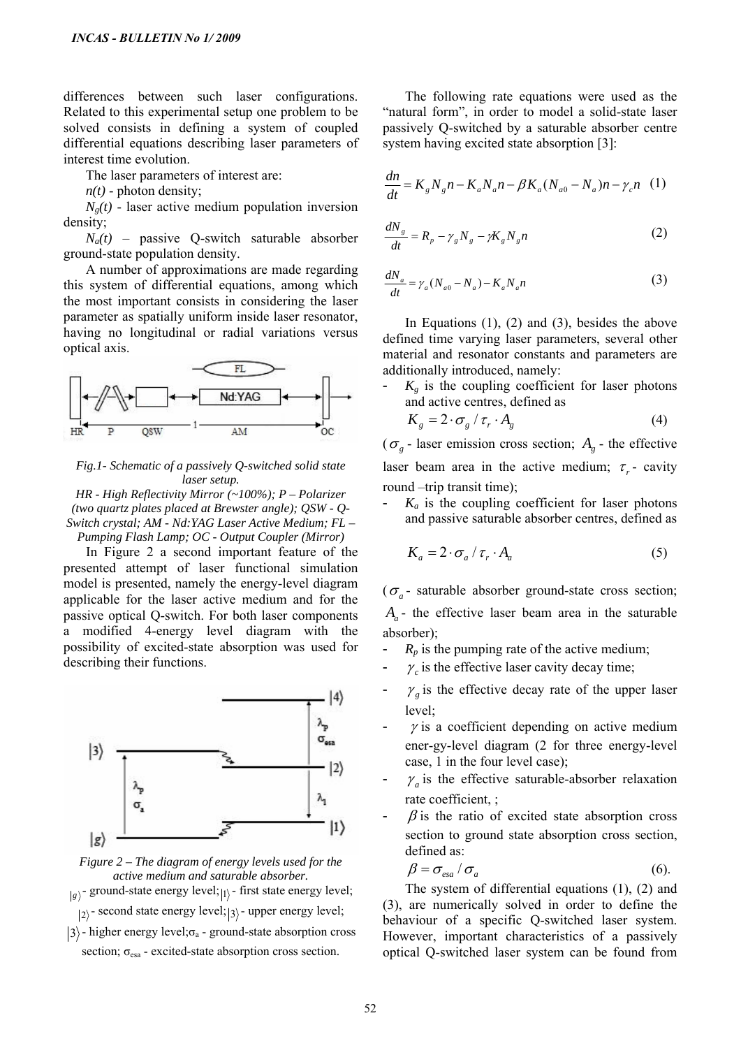differences between such laser configurations. Related to this experimental setup one problem to be solved consists in defining a system of coupled differential equations describing laser parameters of interest time evolution.

The laser parameters of interest are:

*n(t)* - photon density;

*$N_g(t)$* - laser active medium population inversion density;

*$N_a(t)$* – passive Q-switch saturable absorber ground-state population density.

A number of approximations are made regarding this system of differential equations, among which the most important consists in considering the laser parameter as spatially uniform inside laser resonator, having no longitudinal or radial variations versus optical axis.

*Fig.1- Schematic of a passively Q-switched solid state laser setup.*

*HR - High Reflectivity Mirror (~100%); P – Polarizer (two quartz plates placed at Brewster angle); QSW - Q-Switch crystal; AM - Nd:YAG Laser Active Medium; FL – Pumping Flash Lamp; OC - Output Coupler (Mirror)*

In Figure 2 a second important feature of the presented attempt of laser functional simulation model is presented, namely the energy-level diagram applicable for the laser active medium and for the passive optical Q-switch. For both laser components a modified 4-energy level diagram with the possibility of excited-state absorption was used for describing their functions.

*Figure 2 – The diagram of energy levels used for the active medium and saturable absorber.*

$|g\rangle$ - ground-state energy level; $|1\rangle$ - first state energy level; $|2\rangle$ - second state energy level; $|3\rangle$ - upper energy level; $|3\rangle$ - higher energy level; $\sigma_a$ - ground-state absorption cross section; $\sigma_{esa}$ - excited-state absorption cross section.

The following rate equations were used as the "natural form", in order to model a solid-state laser passively Q-switched by a saturable absorber centre system having excited state absorption [3]:

$$\frac{dn}{dt} = K_g N_g n - K_a N_a n - \beta K_a (N_{a0} - N_a) n - \gamma_c n \quad (1)$$

$$\frac{dN_g}{dt} = R_p - \gamma_g N_g - \gamma K_g N_g n \quad (2)$$

$$\frac{dN_a}{dt} = \gamma_a (N_{a0} - N_a) - K_a N_a n \quad (3)$$

In Equations (1), (2) and (3), besides the above defined time varying laser parameters, several other material and resonator constants and parameters are additionally introduced, namely:

- $K_g$ is the coupling coefficient for laser photons and active centres, defined as

$$K_g = 2 \cdot \sigma_g / \tau_r \cdot A_g \quad (4)$$

($\sigma_g$ - laser emission cross section; $A_g$ - the effective laser beam area in the active medium; $\tau_r$ - cavity round –trip transit time);

- $K_a$ is the coupling coefficient for laser photons and passive saturable absorber centres, defined as

$$K_a = 2 \cdot \sigma_a / \tau_r \cdot A_a \quad (5)$$

($\sigma_a$ - saturable absorber ground-state cross section; $A_a$ - the effective laser beam area in the saturable absorber);

- $R_p$ is the pumping rate of the active medium;
- $\gamma_c$ is the effective laser cavity decay time;
- $\gamma_g$ is the effective decay rate of the upper laser level;
- $\gamma$ is a coefficient depending on active medium ener-gy-level diagram (2 for three energy-level case, 1 in the four level case);
- $\gamma_a$ is the effective saturable-absorber relaxation rate coefficient, ;
- $\beta$ is the ratio of excited state absorption cross section to ground state absorption cross section, defined as:

$$\beta = \sigma_{esa} / \sigma_a \quad (6).$$

The system of differential equations (1), (2) and (3), are numerically solved in order to define the behaviour of a specific Q-switched laser system. However, important characteristics of a passively optical Q-switched laser system can be found from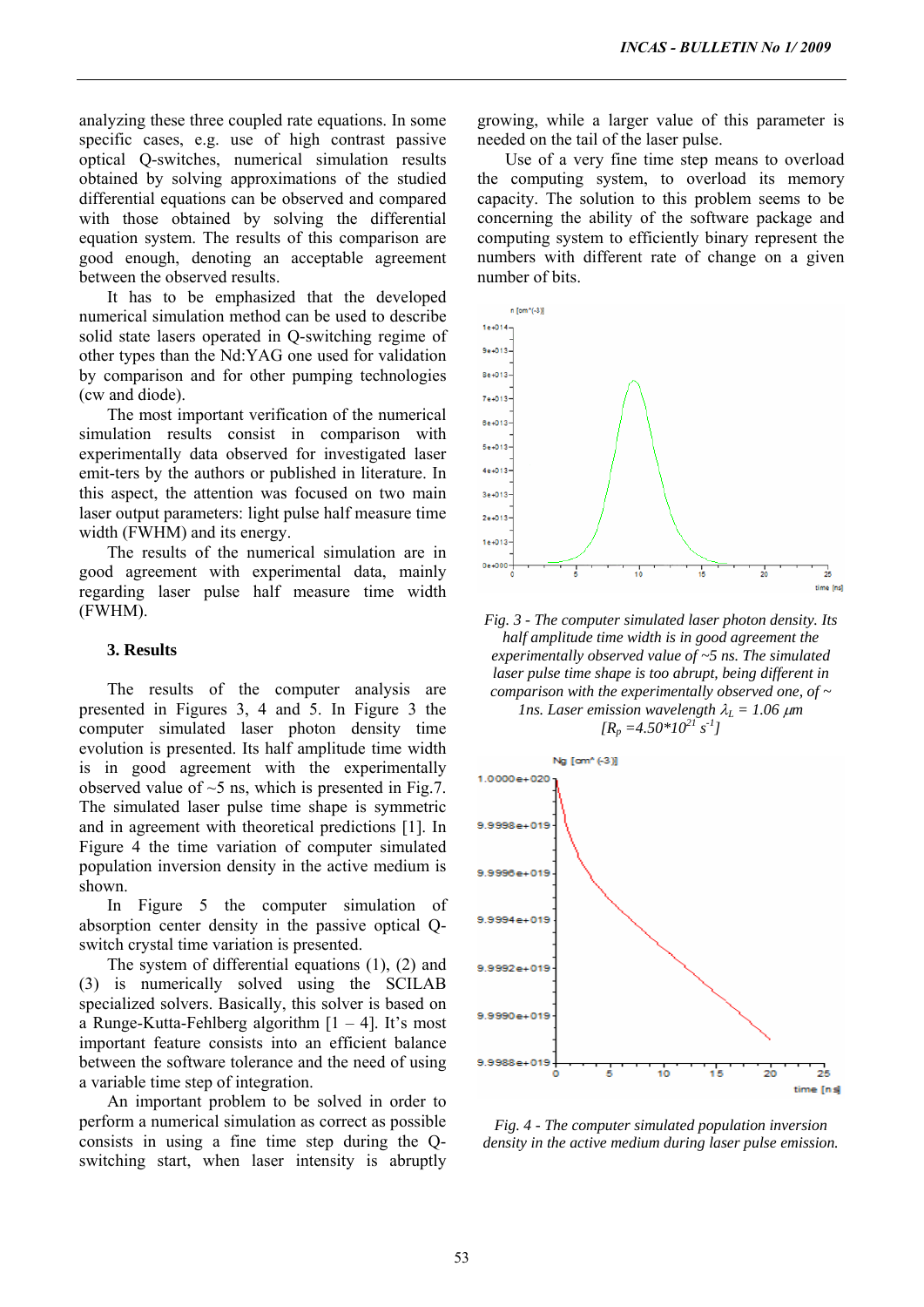analyzing these three coupled rate equations. In some specific cases, e.g. use of high contrast passive optical Q-switches, numerical simulation results obtained by solving approximations of the studied differential equations can be observed and compared with those obtained by solving the differential equation system. The results of this comparison are good enough, denoting an acceptable agreement between the observed results.

It has to be emphasized that the developed numerical simulation method can be used to describe solid state lasers operated in Q-switching regime of other types than the Nd:YAG one used for validation by comparison and for other pumping technologies (cw and diode).

The most important verification of the numerical simulation results consist in comparison with experimentally data observed for investigated laser emit-ters by the authors or published in literature. In this aspect, the attention was focused on two main laser output parameters: light pulse half measure time width (FWHM) and its energy.

The results of the numerical simulation are in good agreement with experimental data, mainly regarding laser pulse half measure time width (FWHM).

### 3. Results

The results of the computer analysis are presented in Figures 3, 4 and 5. In Figure 3 the computer simulated laser photon density time evolution is presented. Its half amplitude time width is in good agreement with the experimentally observed value of ~5 ns, which is presented in Fig.7. The simulated laser pulse time shape is symmetric and in agreement with theoretical predictions [1]. In Figure 4 the time variation of computer simulated population inversion density in the active medium is shown.

In Figure 5 the computer simulation of absorption center density in the passive optical Q-switch crystal time variation is presented.

The system of differential equations (1), (2) and (3) is numerically solved using the SCILAB specialized solvers. Basically, this solver is based on a Runge-Kutta-Fehlberg algorithm [1 – 4]. It's most important feature consists into an efficient balance between the software tolerance and the need of using a variable time step of integration.

An important problem to be solved in order to perform a numerical simulation as correct as possible consists in using a fine time step during the Q-switching start, when laser intensity is abruptly growing, while a larger value of this parameter is needed on the tail of the laser pulse.

Use of a very fine time step means to overload the computing system, to overload its memory capacity. The solution to this problem seems to be concerning the ability of the software package and computing system to efficiently binary represent the numbers with different rate of change on a given number of bits.

*Fig. 3 - The computer simulated laser photon density. Its half amplitude time width is in good agreement the experimentally observed value of ~5 ns. The simulated laser pulse time shape is too abrupt, being different in comparison with the experimentally observed one, of ~ 1ns. Laser emission wavelength $\lambda_L$ = 1.06 $\mu m$ [$R_p$ =4.50*$10^{21}$ $s^{-1}$]*

*Fig. 4 - The computer simulated population inversion density in the active medium during laser pulse emission.*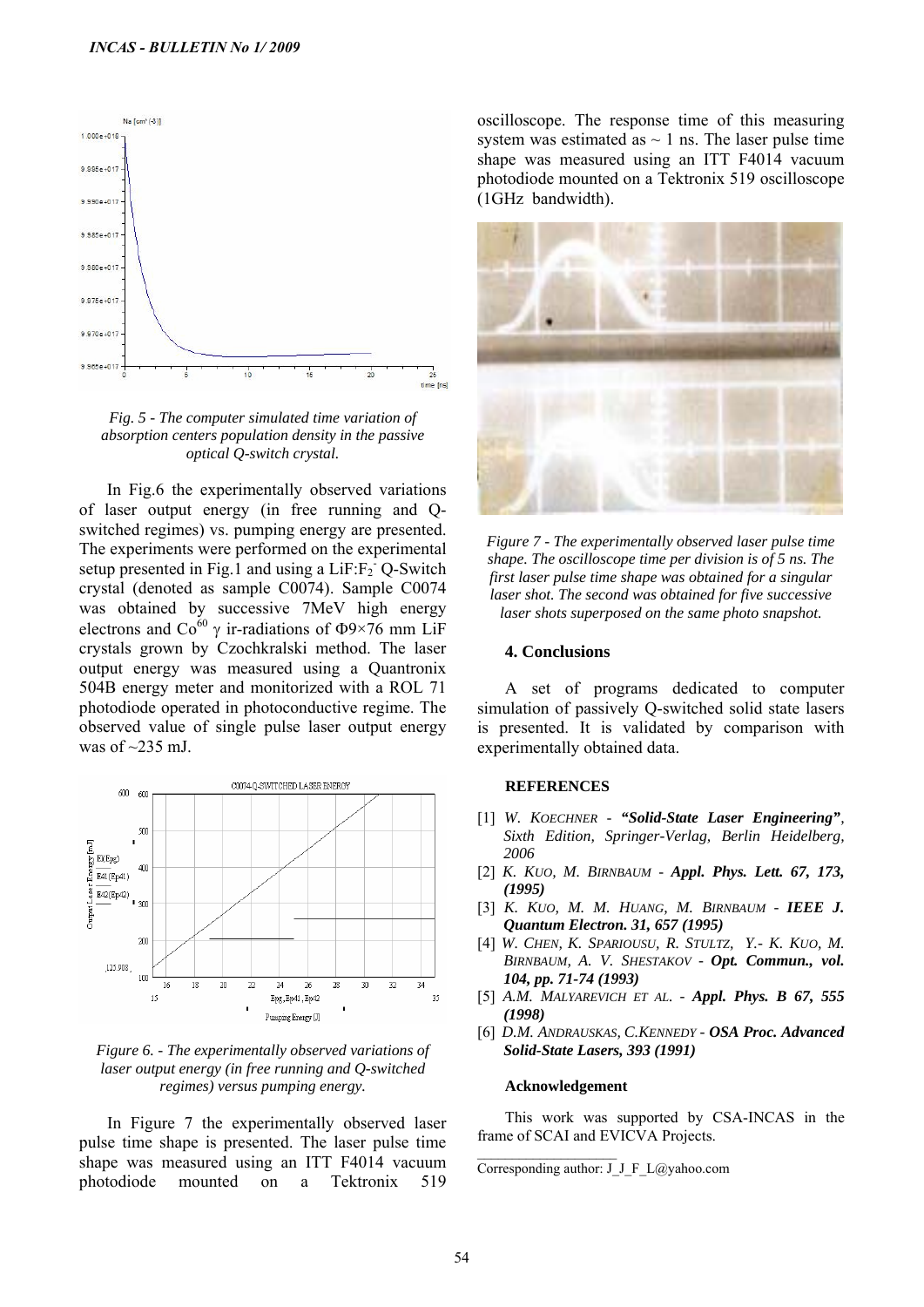Na [cm³ (-3)]

1.000e+018

9.995e+017

9.990e+017

9.985e+017

9.980e+017

9.975e+017

9.970e+017

9.965e+017

0 5 10 15 20 25

time [ns]

*Fig. 5 - The computer simulated time variation of absorption centers population density in the passive optical Q-switch crystal.*

In Fig.6 the experimentally observed variations of laser output energy (in free running and Q-switched regimes) vs. pumping energy are presented. The experiments were performed on the experimental setup presented in Fig.1 and using a $LiF:F_2^-$ Q-Switch crystal (denoted as sample C0074). Sample C0074 was obtained by successive 7MeV high energy electrons and $Co^{60}$ $\gamma$ ir-radiations of Φ9×76 mm LiF crystals grown by Czochkralski method. The laser output energy was measured using a Quantronix 504B energy meter and monitorized with a ROL 71 photodiode operated in photoconductive regime. The observed value of single pulse laser output energy was of ~235 mJ.

C0074-Q-SWITCHED LASER ENERGY

Output Laser Energy [mJ]

E(Epg)

E41(Ep41)

E42(Ep42)

600 600

500

400

300

200

125.908

100

16 18 20 22 24 26 28 30 32 34

15 35

Epg, Ep41, Ep42

Pumping Energy [J]

*Figure 6. - The experimentally observed variations of laser output energy (in free running and Q-switched regimes) versus pumping energy.*

In Figure 7 the experimentally observed laser pulse time shape is presented. The laser pulse time shape was measured using an ITT F4014 vacuum photodiode mounted on a Tektronix 519 oscilloscope. The response time of this measuring system was estimated as ~ 1 ns. The laser pulse time shape was measured using an ITT F4014 vacuum photodiode mounted on a Tektronix 519 oscilloscope (1GHz bandwidth).

*Figure 7 - The experimentally observed laser pulse time shape. The oscilloscope time per division is of 5 ns. The first laser pulse time shape was obtained for a singular laser shot. The second was obtained for five successive laser shots superposed on the same photo snapshot.*

## 4. Conclusions

A set of programs dedicated to computer simulation of passively Q-switched solid state lasers is presented. It is validated by comparison with experimentally obtained data.

## REFERENCES

[1] *W. KOECHNER* - ***"Solid-State Laser Engineering"****, Sixth Edition, Springer-Verlag, Berlin Heidelberg, 2006*

[2] *K. KUO, M. BIRNBAUM* - ***Appl. Phys. Lett. 67, 173, (1995)***

[3] *K. KUO, M. M. HUANG, M. BIRNBAUM* - ***IEEE J. Quantum Electron. 31, 657 (1995)***

[4] *W. CHEN, K. SPARIOUSU, R. STULTZ, Y.- K. KUO, M. BIRNBAUM, A. V. SHESTAKOV* - ***Opt. Commun., vol. 104, pp. 71-74 (1993)***

[5] *A.M. MALYAREVICH ET AL.* - ***Appl. Phys. B 67, 555 (1998)***

[6] *D.M. ANDRAUSKAS, C.KENNEDY* - ***OSA Proc. Advanced Solid-State Lasers, 393 (1991)***

### Acknowledgement

This work was supported by CSA-INCAS in the frame of SCAI and EVICVA Projects.

Corresponding author: J_J_F_L@yahoo.com